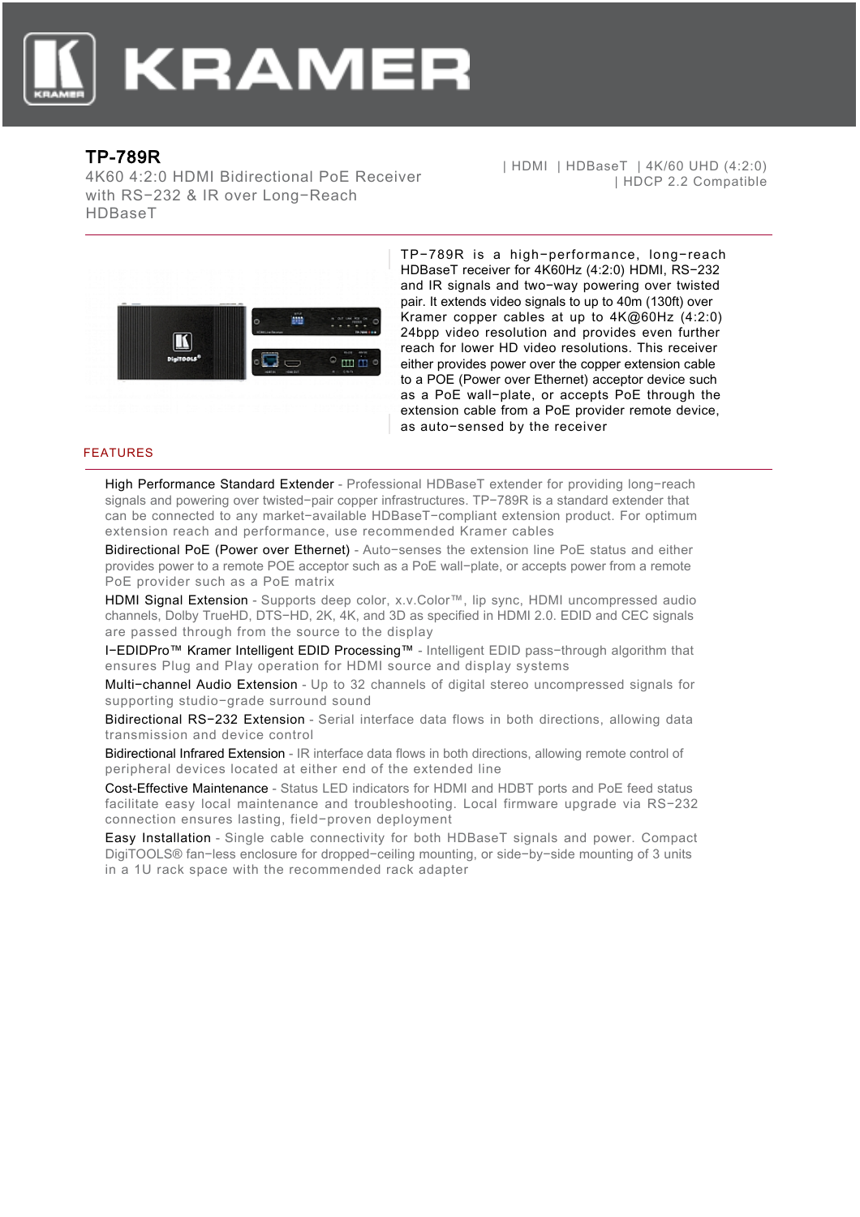# TP-789R

4K60 4:2:0 HDMI Bidirectional PoE Receiver with RS−232 & IR over Long−Reach HDBaseT

| HDMI | HDBaseT | 4K/60 UHD (4:2:0) | HDCP 2.2 Compatible

TP−789R is a high−performance, long−reach HDBaseT receiver for 4K60Hz (4:2:0) HDMI, RS−232 and IR signals and two−way powering over twisted pair. It extends video signals to up to 40m (130ft) over Kramer copper cables at up to 4K@60Hz (4:2:0) 24bpp video resolution and provides even further reach for lower HD video resolutions. This receiver either provides power over the copper extension cable to a POE (Power over Ethernet) acceptor device such as a PoE wall−plate, or accepts PoE through the extension cable from a PoE provider remote device, as auto−sensed by the receiver

## FEATURES

- High Performance Standard Extender - Professional HDBaseT extender for providing long−reach signals and powering over twisted−pair copper infrastructures. TP−789R is a standard extender that can be connected to any market−available HDBaseT−compliant extension product. For optimum extension reach and performance, use recommended Kramer cables
- Bidirectional PoE (Power over Ethernet) - Auto−senses the extension line PoE status and either provides power to a remote POE acceptor such as a PoE wall−plate, or accepts power from a remote PoE provider such as a PoE matrix
- HDMI Signal Extension - Supports deep color, x.v.Color™, lip sync, HDMI uncompressed audio channels, Dolby TrueHD, DTS−HD, 2K, 4K, and 3D as specified in HDMI 2.0. EDID and CEC signals are passed through from the source to the display
- I−EDIDPro™ Kramer Intelligent EDID Processing™ - Intelligent EDID pass−through algorithm that ensures Plug and Play operation for HDMI source and display systems
- Multi−channel Audio Extension - Up to 32 channels of digital stereo uncompressed signals for supporting studio−grade surround sound
- Bidirectional RS−232 Extension - Serial interface data flows in both directions, allowing data transmission and device control
- Bidirectional Infrared Extension - IR interface data flows in both directions, allowing remote control of peripheral devices located at either end of the extended line
- Cost−Effective Maintenance - Status LED indicators for HDMI and HDBT ports and PoE feed status facilitate easy local maintenance and troubleshooting. Local firmware upgrade via RS−232 connection ensures lasting, field−proven deployment
- Easy Installation - Single cable connectivity for both HDBaseT signals and power. Compact DigiTOOLS® fan−less enclosure for dropped−ceiling mounting, or side−by−side mounting of 3 units in a 1U rack space with the recommended rack adapter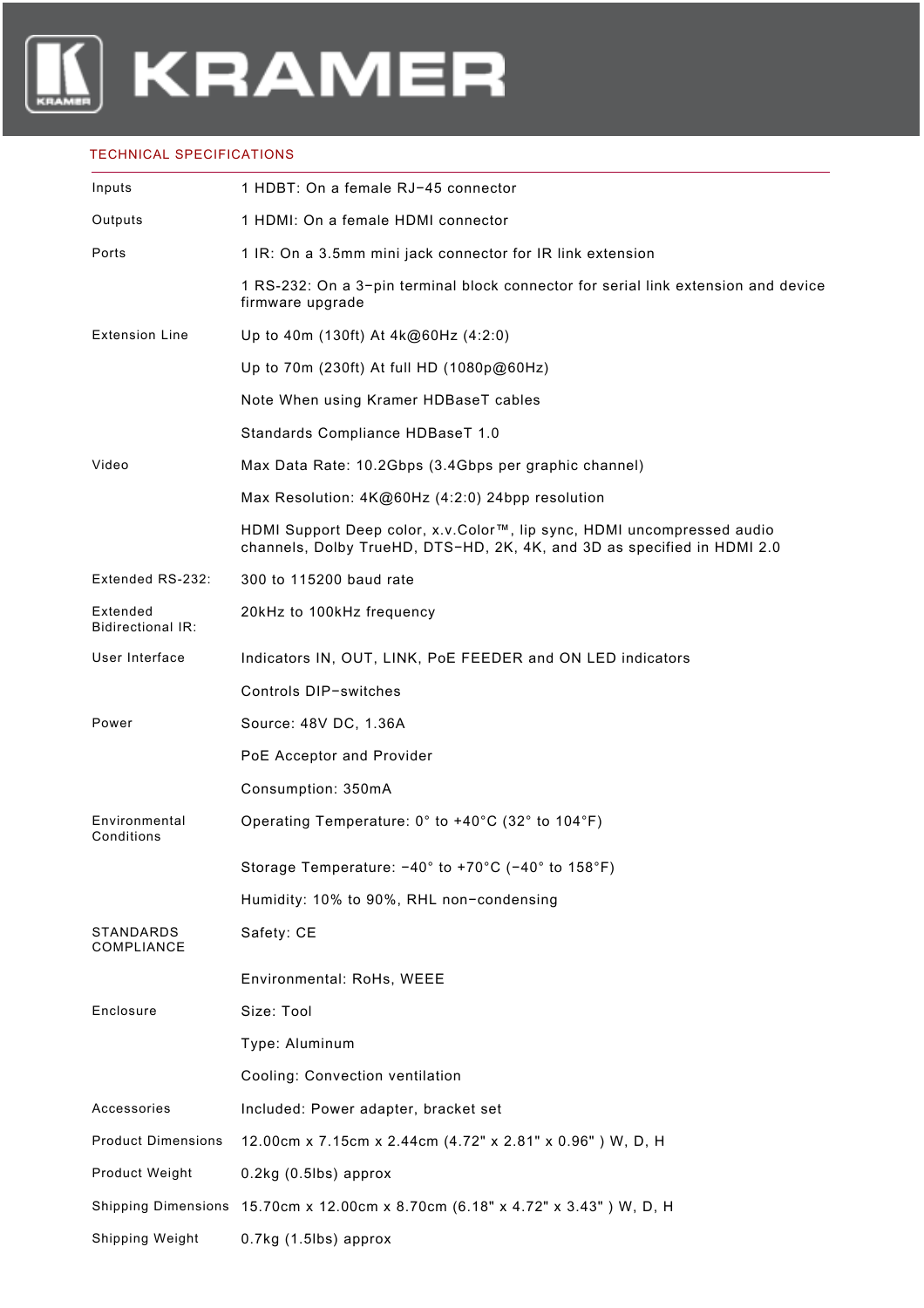## TECHNICAL SPECIFICATIONS

| | |
|---|---|
| Inputs | 1 HDBT: On a female RJ−45 connector |
| Outputs | 1 HDMI: On a female HDMI connector |
| Ports | 1 IR: On a 3.5mm mini jack connector for IR link extension |
| | 1 RS-232: On a 3−pin terminal block connector for serial link extension and device firmware upgrade |
| Extension Line | Up to 40m (130ft) At 4k@60Hz (4:2:0) |
| | Up to 70m (230ft) At full HD (1080p@60Hz) |
| | Note When using Kramer HDBaseT cables |
| | Standards Compliance HDBaseT 1.0 |
| Video | Max Data Rate: 10.2Gbps (3.4Gbps per graphic channel) |
| | Max Resolution: 4K@60Hz (4:2:0) 24bpp resolution |
| | HDMI Support Deep color, x.v.Color™, lip sync, HDMI uncompressed audio channels, Dolby TrueHD, DTS−HD, 2K, 4K, and 3D as specified in HDMI 2.0 |
| Extended RS-232: | 300 to 115200 baud rate |
| Extended Bidirectional IR: | 20kHz to 100kHz frequency |
| User Interface | Indicators IN, OUT, LINK, PoE FEEDER and ON LED indicators |
| | Controls DIP−switches |
| Power | Source: 48V DC, 1.36A |
| | PoE Acceptor and Provider |
| | Consumption: 350mA |
| Environmental Conditions | Operating Temperature: 0° to +40°C (32° to 104°F) |
| | Storage Temperature: −40° to +70°C (−40° to 158°F) |
| | Humidity: 10% to 90%, RHL non−condensing |
| STANDARDS COMPLIANCE | Safety: CE |
| | Environmental: RoHs, WEEE |
| Enclosure | Size: Tool |
| | Type: Aluminum |
| | Cooling: Convection ventilation |
| Accessories | Included: Power adapter, bracket set |
| Product Dimensions | 12.00cm x 7.15cm x 2.44cm (4.72" x 2.81" x 0.96" ) W, D, H |
| Product Weight | 0.2kg (0.5lbs) approx |
| Shipping Dimensions | 15.70cm x 12.00cm x 8.70cm (6.18" x 4.72" x 3.43" ) W, D, H |
| Shipping Weight | 0.7kg (1.5lbs) approx |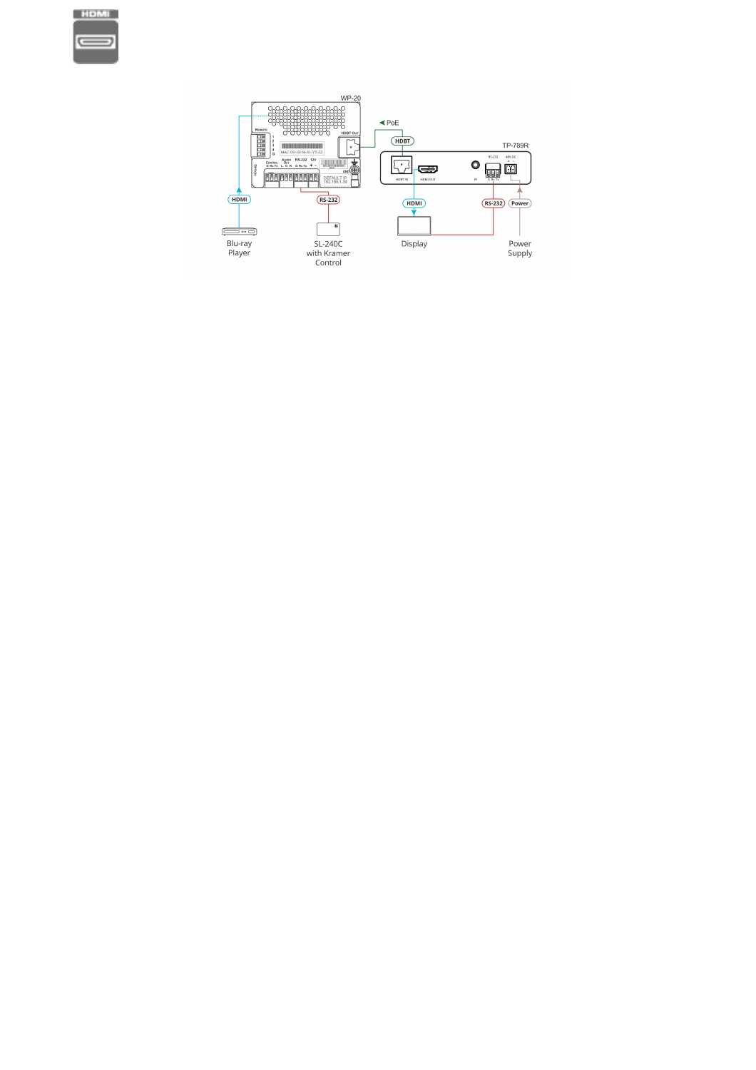HDMI

WP-20

TP-789R

PoE

HDBT

HDMI

RS-232

HDMI

RS-232

Power

Blu-ray Player

SL-240C with Kramer Control

Display

Power Supply